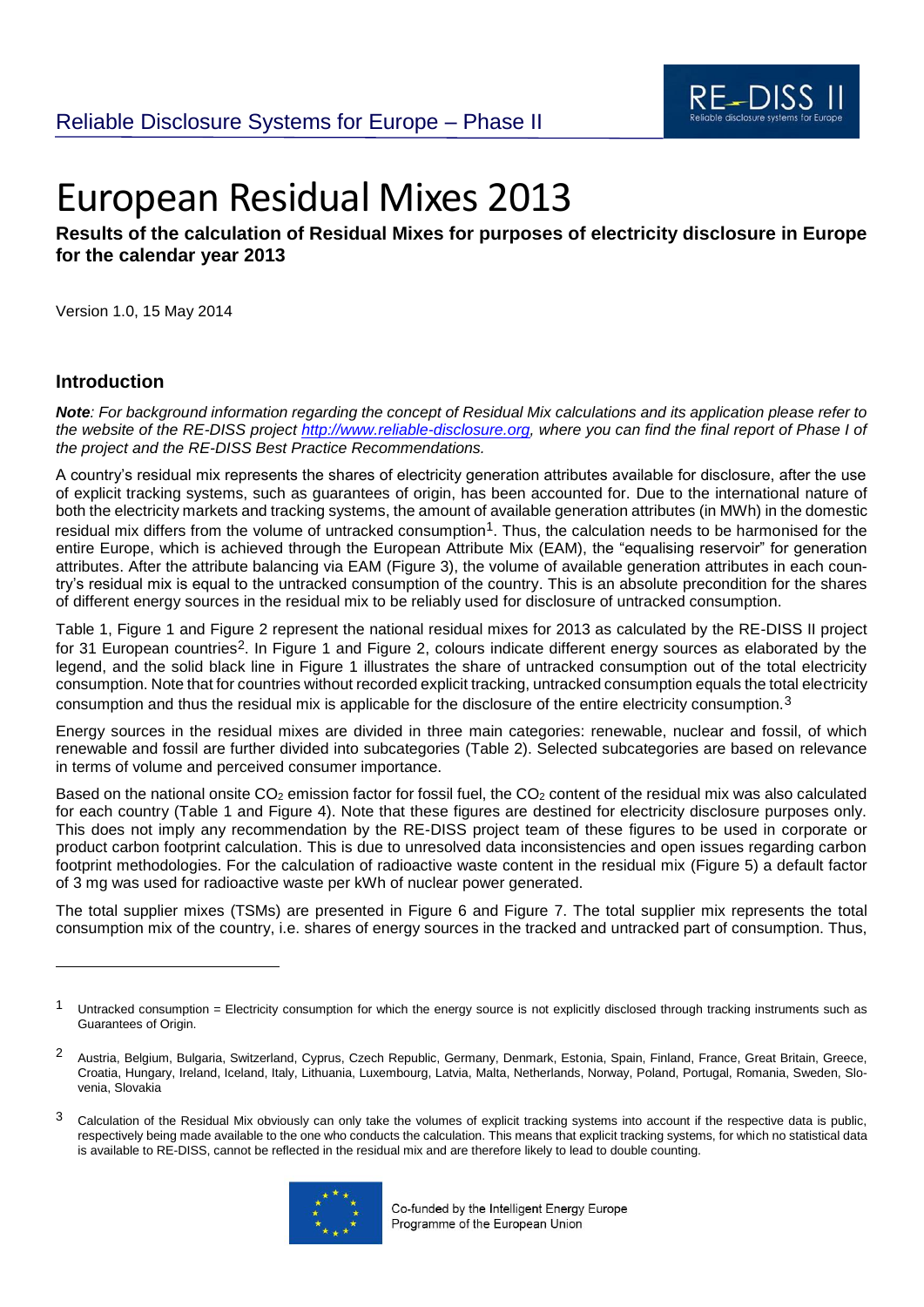Reliable Disclosure Systems for Europe – Phase II

# European Residual Mixes 2013

**Results of the calculation of Residual Mixes for purposes of electricity disclosure in Europe for the calendar year 2013**

Version 1.0, 15 May 2014

## Introduction

***Note**: For background information regarding the concept of Residual Mix calculations and its application please refer to the website of the RE-DISS project [http://www.reliable-disclosure.org](http://www.reliable-disclosure.org), where you can find the final report of Phase I of the project and the RE-DISS Best Practice Recommendations.*

A country's residual mix represents the shares of electricity generation attributes available for disclosure, after the use of explicit tracking systems, such as guarantees of origin, has been accounted for. Due to the international nature of both the electricity markets and tracking systems, the amount of available generation attributes (in MWh) in the domestic residual mix differs from the volume of untracked consumption[1]. Thus, the calculation needs to be harmonised for the entire Europe, which is achieved through the European Attribute Mix (EAM), the "equalising reservoir" for generation attributes. After the attribute balancing via EAM (Figure 3), the volume of available generation attributes in each country's residual mix is equal to the untracked consumption of the country. This is an absolute precondition for the shares of different energy sources in the residual mix to be reliably used for disclosure of untracked consumption.

Table 1, Figure 1 and Figure 2 represent the national residual mixes for 2013 as calculated by the RE-DISS II project for 31 European countries[2]. In Figure 1 and Figure 2, colours indicate different energy sources as elaborated by the legend, and the solid black line in Figure 1 illustrates the share of untracked consumption out of the total electricity consumption. Note that for countries without recorded explicit tracking, untracked consumption equals the total electricity consumption and thus the residual mix is applicable for the disclosure of the entire electricity consumption.[3]

Energy sources in the residual mixes are divided in three main categories: renewable, nuclear and fossil, of which renewable and fossil are further divided into subcategories (Table 2). Selected subcategories are based on relevance in terms of volume and perceived consumer importance.

Based on the national onsite $CO_2$ emission factor for fossil fuel, the $CO_2$ content of the residual mix was also calculated for each country (Table 1 and Figure 4). Note that these figures are destined for electricity disclosure purposes only. This does not imply any recommendation by the RE-DISS project team of these figures to be used in corporate or product carbon footprint calculation. This is due to unresolved data inconsistencies and open issues regarding carbon footprint methodologies. For the calculation of radioactive waste content in the residual mix (Figure 5) a default factor of 3 mg was used for radioactive waste per kWh of nuclear power generated.

The total supplier mixes (TSMs) are presented in Figure 6 and Figure 7. The total supplier mix represents the total consumption mix of the country, i.e. shares of energy sources in the tracked and untracked part of consumption. Thus,

[1] Untracked consumption = Electricity consumption for which the energy source is not explicitly disclosed through tracking instruments such as Guarantees of Origin.

[2] Austria, Belgium, Bulgaria, Switzerland, Cyprus, Czech Republic, Germany, Denmark, Estonia, Spain, Finland, France, Great Britain, Greece, Croatia, Hungary, Ireland, Iceland, Italy, Lithuania, Luxembourg, Latvia, Malta, Netherlands, Norway, Poland, Portugal, Romania, Sweden, Slovenia, Slovakia

[3] Calculation of the Residual Mix obviously can only take the volumes of explicit tracking systems into account if the respective data is public, respectively being made available to the one who conducts the calculation. This means that explicit tracking systems, for which no statistical data is available to RE-DISS, cannot be reflected in the residual mix and are therefore likely to lead to double counting.

Co-funded by the Intelligent Energy Europe Programme of the European Union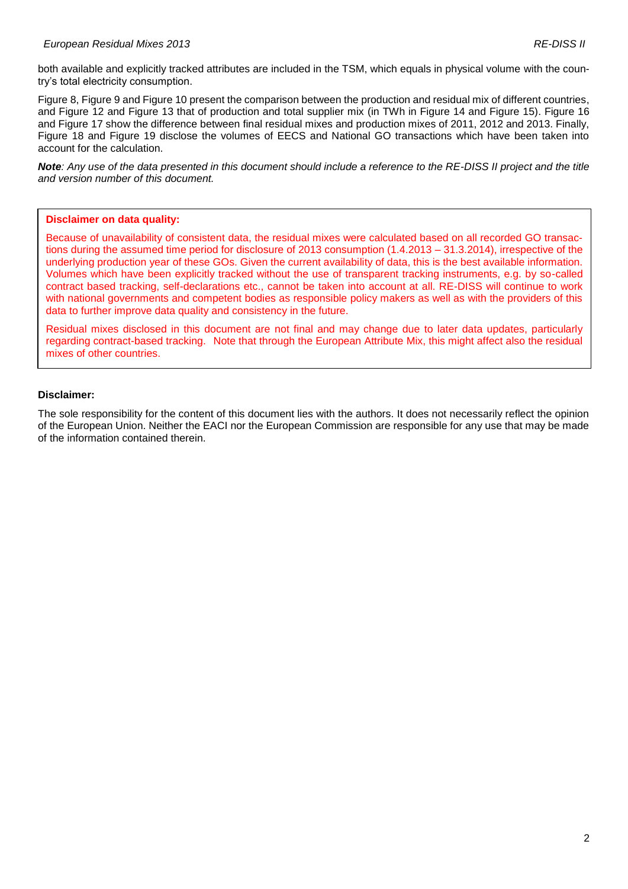both available and explicitly tracked attributes are included in the TSM, which equals in physical volume with the country's total electricity consumption.

Figure 8, Figure 9 and Figure 10 present the comparison between the production and residual mix of different countries, and Figure 12 and Figure 13 that of production and total supplier mix (in TWh in Figure 14 and Figure 15). Figure 16 and Figure 17 show the difference between final residual mixes and production mixes of 2011, 2012 and 2013. Finally, Figure 18 and Figure 19 disclose the volumes of EECS and National GO transactions which have been taken into account for the calculation.

***Note**: Any use of the data presented in this document should include a reference to the RE-DISS II project and the title and version number of this document.*

**Disclaimer on data quality:**

Because of unavailability of consistent data, the residual mixes were calculated based on all recorded GO transactions during the assumed time period for disclosure of 2013 consumption (1.4.2013 – 31.3.2014), irrespective of the underlying production year of these GOs. Given the current availability of data, this is the best available information. Volumes which have been explicitly tracked without the use of transparent tracking instruments, e.g. by so-called contract based tracking, self-declarations etc., cannot be taken into account at all. RE-DISS will continue to work with national governments and competent bodies as responsible policy makers as well as with the providers of this data to further improve data quality and consistency in the future.

Residual mixes disclosed in this document are not final and may change due to later data updates, particularly regarding contract-based tracking. Note that through the European Attribute Mix, this might affect also the residual mixes of other countries.

**Disclaimer:**

The sole responsibility for the content of this document lies with the authors. It does not necessarily reflect the opinion of the European Union. Neither the EACI nor the European Commission are responsible for any use that may be made of the information contained therein.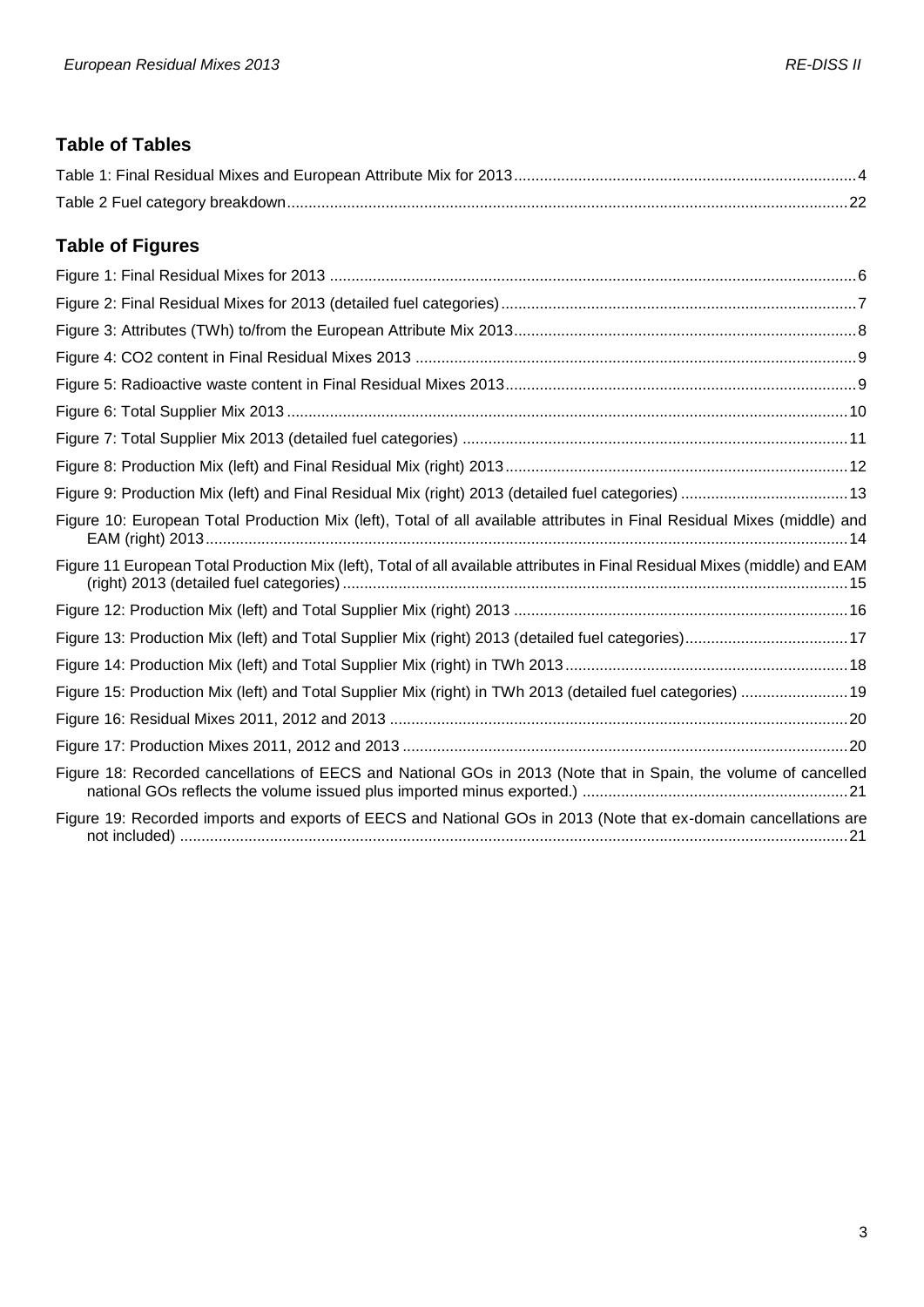## Table of Tables

Table 1: Final Residual Mixes and European Attribute Mix for 2013 ... 4
Table 2 Fuel category breakdown ... 22

## Table of Figures

Figure 1: Final Residual Mixes for 2013 ... 6
Figure 2: Final Residual Mixes for 2013 (detailed fuel categories) ... 7
Figure 3: Attributes (TWh) to/from the European Attribute Mix 2013 ... 8
Figure 4: CO2 content in Final Residual Mixes 2013 ... 9
Figure 5: Radioactive waste content in Final Residual Mixes 2013 ... 9
Figure 6: Total Supplier Mix 2013 ... 10
Figure 7: Total Supplier Mix 2013 (detailed fuel categories) ... 11
Figure 8: Production Mix (left) and Final Residual Mix (right) 2013 ... 12
Figure 9: Production Mix (left) and Final Residual Mix (right) 2013 (detailed fuel categories) ... 13
Figure 10: European Total Production Mix (left), Total of all available attributes in Final Residual Mixes (middle) and EAM (right) 2013 ... 14
Figure 11 European Total Production Mix (left), Total of all available attributes in Final Residual Mixes (middle) and EAM (right) 2013 (detailed fuel categories) ... 15
Figure 12: Production Mix (left) and Total Supplier Mix (right) 2013 ... 16
Figure 13: Production Mix (left) and Total Supplier Mix (right) 2013 (detailed fuel categories) ... 17
Figure 14: Production Mix (left) and Total Supplier Mix (right) in TWh 2013 ... 18
Figure 15: Production Mix (left) and Total Supplier Mix (right) in TWh 2013 (detailed fuel categories) ... 19
Figure 16: Residual Mixes 2011, 2012 and 2013 ... 20
Figure 17: Production Mixes 2011, 2012 and 2013 ... 20
Figure 18: Recorded cancellations of EECS and National GOs in 2013 (Note that in Spain, the volume of cancelled national GOs reflects the volume issued plus imported minus exported.) ... 21
Figure 19: Recorded imports and exports of EECS and National GOs in 2013 (Note that ex-domain cancellations are not included) ... 21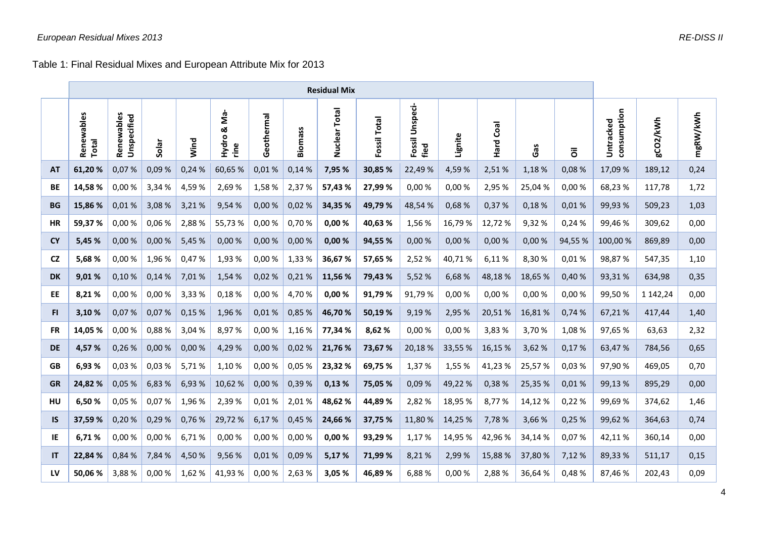Table 1: Final Residual Mixes and European Attribute Mix for 2013

| | Residual Mix | | | | | | | | | | | | | | | | |
|---|---|---|---|---|---|---|---|---|---|---|---|---|---|---|---|---|---|
| | Renewables Total | Renewables Unspecified | Solar | Wind | Hydro & Marine | Geothermal | Biomass | Nuclear Total | Fossil Total | Fossil Unspecified | Lignite | Hard Coal | Gas | Oil | Untracked consumption | gCO2/kWh | mgRW/kWh |
| **AT** | **61,20 %** | 0,07 % | 0,09 % | 0,24 % | 60,65 % | 0,01 % | 0,14 % | **7,95 %** | **30,85 %** | 22,49 % | 4,59 % | 2,51 % | 1,18 % | 0,08 % | 17,09 % | 189,12 | 0,24 |
| **BE** | **14,58 %** | 0,00 % | 3,34 % | 4,59 % | 2,69 % | 1,58 % | 2,37 % | **57,43 %** | **27,99 %** | 0,00 % | 0,00 % | 2,95 % | 25,04 % | 0,00 % | 68,23 % | 117,78 | 1,72 |
| **BG** | **15,86 %** | 0,01 % | 3,08 % | 3,21 % | 9,54 % | 0,00 % | 0,02 % | **34,35 %** | **49,79 %** | 48,54 % | 0,68 % | 0,37 % | 0,18 % | 0,01 % | 99,93 % | 509,23 | 1,03 |
| **HR** | **59,37 %** | 0,00 % | 0,06 % | 2,88 % | 55,73 % | 0,00 % | 0,70 % | **0,00 %** | **40,63 %** | 1,56 % | 16,79 % | 12,72 % | 9,32 % | 0,24 % | 99,46 % | 309,62 | 0,00 |
| **CY** | **5,45 %** | 0,00 % | 0,00 % | 5,45 % | 0,00 % | 0,00 % | 0,00 % | **0,00 %** | **94,55 %** | 0,00 % | 0,00 % | 0,00 % | 0,00 % | 94,55 % | 100,00 % | 869,89 | 0,00 |
| **CZ** | **5,68 %** | 0,00 % | 1,96 % | 0,47 % | 1,93 % | 0,00 % | 1,33 % | **36,67 %** | **57,65 %** | 2,52 % | 40,71 % | 6,11 % | 8,30 % | 0,01 % | 98,87 % | 547,35 | 1,10 |
| **DK** | **9,01 %** | 0,10 % | 0,14 % | 7,01 % | 1,54 % | 0,02 % | 0,21 % | **11,56 %** | **79,43 %** | 5,52 % | 6,68 % | 48,18 % | 18,65 % | 0,40 % | 93,31 % | 634,98 | 0,35 |
| **EE** | **8,21 %** | 0,00 % | 0,00 % | 3,33 % | 0,18 % | 0,00 % | 4,70 % | **0,00 %** | **91,79 %** | 91,79 % | 0,00 % | 0,00 % | 0,00 % | 0,00 % | 99,50 % | 1 142,24 | 0,00 |
| **FI** | **3,10 %** | 0,07 % | 0,07 % | 0,15 % | 1,96 % | 0,01 % | 0,85 % | **46,70 %** | **50,19 %** | 9,19 % | 2,95 % | 20,51 % | 16,81 % | 0,74 % | 67,21 % | 417,44 | 1,40 |
| **FR** | **14,05 %** | 0,00 % | 0,88 % | 3,04 % | 8,97 % | 0,00 % | 1,16 % | **77,34 %** | **8,62 %** | 0,00 % | 0,00 % | 3,83 % | 3,70 % | 1,08 % | 97,65 % | 63,63 | 2,32 |
| **DE** | **4,57 %** | 0,26 % | 0,00 % | 0,00 % | 4,29 % | 0,00 % | 0,02 % | **21,76 %** | **73,67 %** | 20,18 % | 33,55 % | 16,15 % | 3,62 % | 0,17 % | 63,47 % | 784,56 | 0,65 |
| **GB** | **6,93 %** | 0,03 % | 0,03 % | 5,71 % | 1,10 % | 0,00 % | 0,05 % | **23,32 %** | **69,75 %** | 1,37 % | 1,55 % | 41,23 % | 25,57 % | 0,03 % | 97,90 % | 469,05 | 0,70 |
| **GR** | **24,82 %** | 0,05 % | 6,83 % | 6,93 % | 10,62 % | 0,00 % | 0,39 % | **0,13 %** | **75,05 %** | 0,09 % | 49,22 % | 0,38 % | 25,35 % | 0,01 % | 99,13 % | 895,29 | 0,00 |
| **HU** | **6,50 %** | 0,05 % | 0,07 % | 1,96 % | 2,39 % | 0,01 % | 2,01 % | **48,62 %** | **44,89 %** | 2,82 % | 18,95 % | 8,77 % | 14,12 % | 0,22 % | 99,69 % | 374,62 | 1,46 |
| **IS** | **37,59 %** | 0,20 % | 0,29 % | 0,76 % | 29,72 % | 6,17 % | 0,45 % | **24,66 %** | **37,75 %** | 11,80 % | 14,25 % | 7,78 % | 3,66 % | 0,25 % | 99,62 % | 364,63 | 0,74 |
| **IE** | **6,71 %** | 0,00 % | 0,00 % | 6,71 % | 0,00 % | 0,00 % | 0,00 % | **0,00 %** | **93,29 %** | 1,17 % | 14,95 % | 42,96 % | 34,14 % | 0,07 % | 42,11 % | 360,14 | 0,00 |
| **IT** | **22,84 %** | 0,84 % | 7,84 % | 4,50 % | 9,56 % | 0,01 % | 0,09 % | **5,17 %** | **71,99 %** | 8,21 % | 2,99 % | 15,88 % | 37,80 % | 7,12 % | 89,33 % | 511,17 | 0,15 |
| **LV** | **50,06 %** | 3,88 % | 0,00 % | 1,62 % | 41,93 % | 0,00 % | 2,63 % | **3,05 %** | **46,89 %** | 6,88 % | 0,00 % | 2,88 % | 36,64 % | 0,48 % | 87,46 % | 202,43 | 0,09 |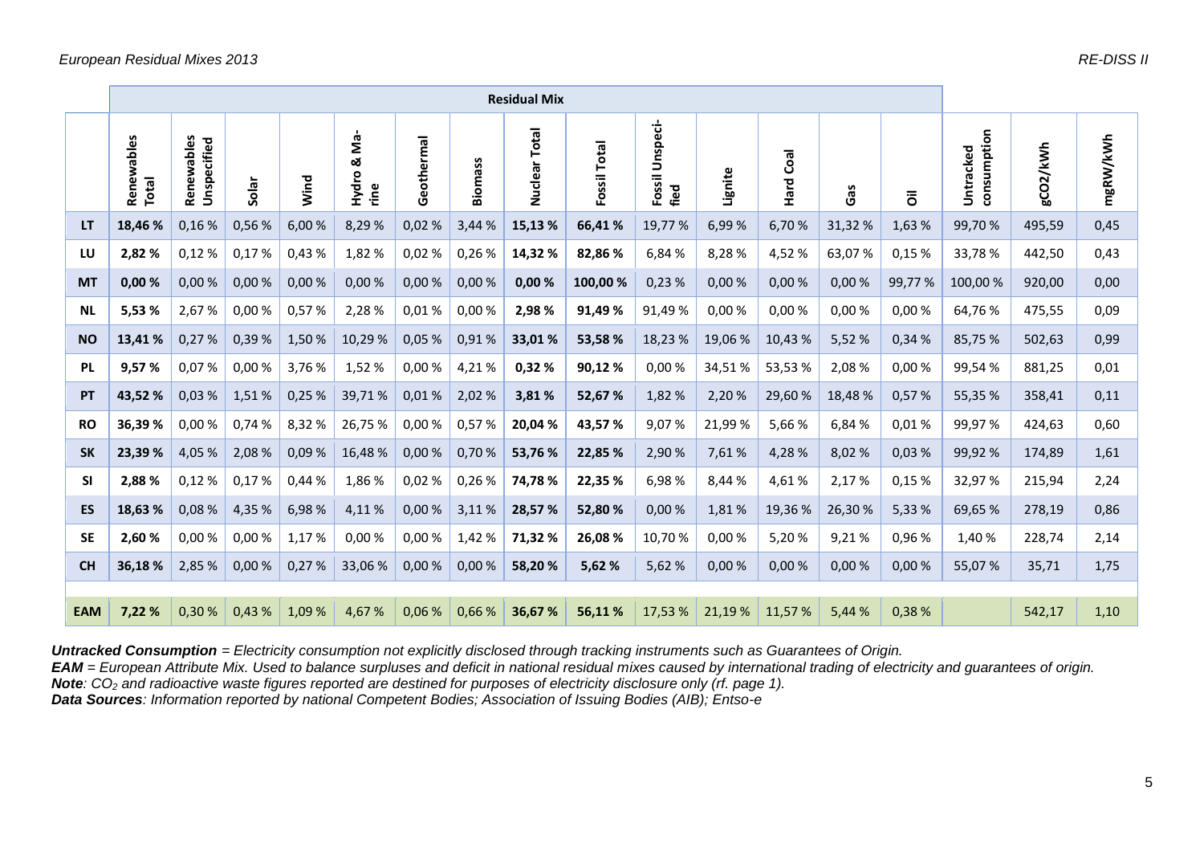| | Residual Mix | | | | | | | | | | | | | | | | |
|---|---|---|---|---|---|---|---|---|---|---|---|---|---|---|---|---|---|
| | Renewables Total | Renewables Unspecified | Solar | Wind | Hydro & Marine | Geothermal | Biomass | Nuclear Total | Fossil Total | Fossil Unspecified | Lignite | Hard Coal | Gas | Oil | Untracked consumption | gCO2/kWh | mgRW/kWh |
| **LT** | **18,46 %** | 0,16 % | 0,56 % | 6,00 % | 8,29 % | 0,02 % | 3,44 % | **15,13 %** | **66,41 %** | 19,77 % | 6,99 % | 6,70 % | 31,32 % | 1,63 % | 99,70 % | 495,59 | 0,45 |
| **LU** | **2,82 %** | 0,12 % | 0,17 % | 0,43 % | 1,82 % | 0,02 % | 0,26 % | **14,32 %** | **82,86 %** | 6,84 % | 8,28 % | 4,52 % | 63,07 % | 0,15 % | 33,78 % | 442,50 | 0,43 |
| **MT** | **0,00 %** | 0,00 % | 0,00 % | 0,00 % | 0,00 % | 0,00 % | 0,00 % | **0,00 %** | **100,00 %** | 0,23 % | 0,00 % | 0,00 % | 0,00 % | 99,77 % | 100,00 % | 920,00 | 0,00 |
| **NL** | **5,53 %** | 2,67 % | 0,00 % | 0,57 % | 2,28 % | 0,01 % | 0,00 % | **2,98 %** | **91,49 %** | 91,49 % | 0,00 % | 0,00 % | 0,00 % | 0,00 % | 64,76 % | 475,55 | 0,09 |
| **NO** | **13,41 %** | 0,27 % | 0,39 % | 1,50 % | 10,29 % | 0,05 % | 0,91 % | **33,01 %** | **53,58 %** | 18,23 % | 19,06 % | 10,43 % | 5,52 % | 0,34 % | 85,75 % | 502,63 | 0,99 |
| **PL** | **9,57 %** | 0,07 % | 0,00 % | 3,76 % | 1,52 % | 0,00 % | 4,21 % | **0,32 %** | **90,12 %** | 0,00 % | 34,51 % | 53,53 % | 2,08 % | 0,00 % | 99,54 % | 881,25 | 0,01 |
| **PT** | **43,52 %** | 0,03 % | 1,51 % | 0,25 % | 39,71 % | 0,01 % | 2,02 % | **3,81 %** | **52,67 %** | 1,82 % | 2,20 % | 29,60 % | 18,48 % | 0,57 % | 55,35 % | 358,41 | 0,11 |
| **RO** | **36,39 %** | 0,00 % | 0,74 % | 8,32 % | 26,75 % | 0,00 % | 0,57 % | **20,04 %** | **43,57 %** | 9,07 % | 21,99 % | 5,66 % | 6,84 % | 0,01 % | 99,97 % | 424,63 | 0,60 |
| **SK** | **23,39 %** | 4,05 % | 2,08 % | 0,09 % | 16,48 % | 0,00 % | 0,70 % | **53,76 %** | **22,85 %** | 2,90 % | 7,61 % | 4,28 % | 8,02 % | 0,03 % | 99,92 % | 174,89 | 1,61 |
| **SI** | **2,88 %** | 0,12 % | 0,17 % | 0,44 % | 1,86 % | 0,02 % | 0,26 % | **74,78 %** | **22,35 %** | 6,98 % | 8,44 % | 4,61 % | 2,17 % | 0,15 % | 32,97 % | 215,94 | 2,24 |
| **ES** | **18,63 %** | 0,08 % | 4,35 % | 6,98 % | 4,11 % | 0,00 % | 3,11 % | **28,57 %** | **52,80 %** | 0,00 % | 1,81 % | 19,36 % | 26,30 % | 5,33 % | 69,65 % | 278,19 | 0,86 |
| **SE** | **2,60 %** | 0,00 % | 0,00 % | 1,17 % | 0,00 % | 0,00 % | 1,42 % | **71,32 %** | **26,08 %** | 10,70 % | 0,00 % | 5,20 % | 9,21 % | 0,96 % | 1,40 % | 228,74 | 2,14 |
| **CH** | **36,18 %** | 2,85 % | 0,00 % | 0,27 % | 33,06 % | 0,00 % | 0,00 % | **58,20 %** | **5,62 %** | 5,62 % | 0,00 % | 0,00 % | 0,00 % | 0,00 % | 55,07 % | 35,71 | 1,75 |
| **EAM** | **7,22 %** | 0,30 % | 0,43 % | 1,09 % | 4,67 % | 0,06 % | 0,66 % | **36,67 %** | **56,11 %** | 17,53 % | 21,19 % | 11,57 % | 5,44 % | 0,38 % | | 542,17 | 1,10 |

***Untracked Consumption*** *= Electricity consumption not explicitly disclosed through tracking instruments such as Guarantees of Origin.*
***EAM*** *= European Attribute Mix. Used to balance surpluses and deficit in national residual mixes caused by international trading of electricity and guarantees of origin.*
***Note****: $CO_2$ and radioactive waste figures reported are destined for purposes of electricity disclosure only (rf. page 1).*
***Data Sources****: Information reported by national Competent Bodies; Association of Issuing Bodies (AIB); Entso-e*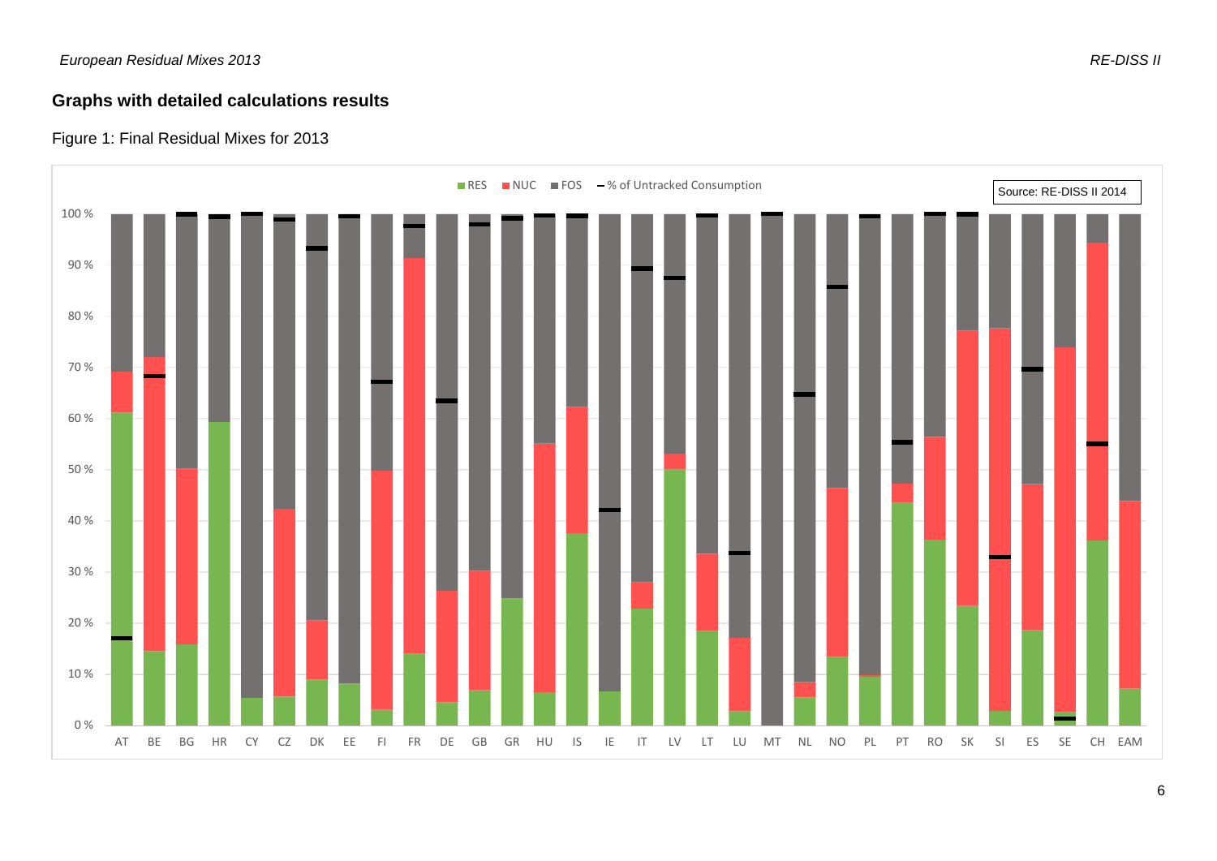## Graphs with detailed calculations results

Figure 1: Final Residual Mixes for 2013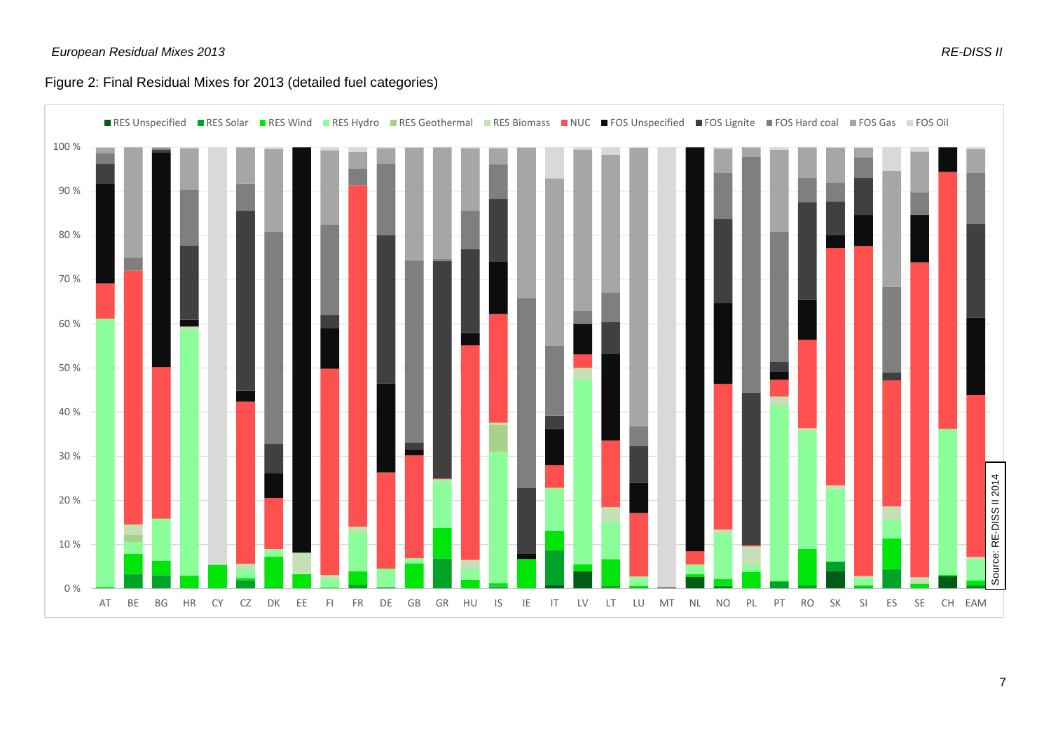Figure 2: Final Residual Mixes for 2013 (detailed fuel categories)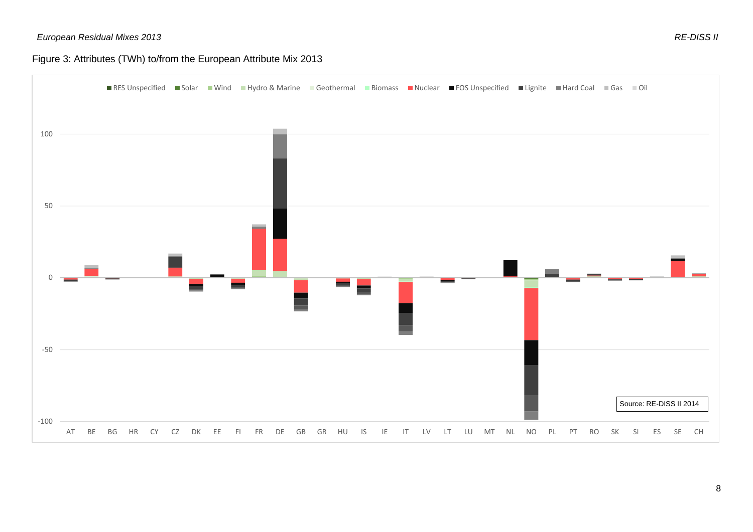Figure 3: Attributes (TWh) to/from the European Attribute Mix 2013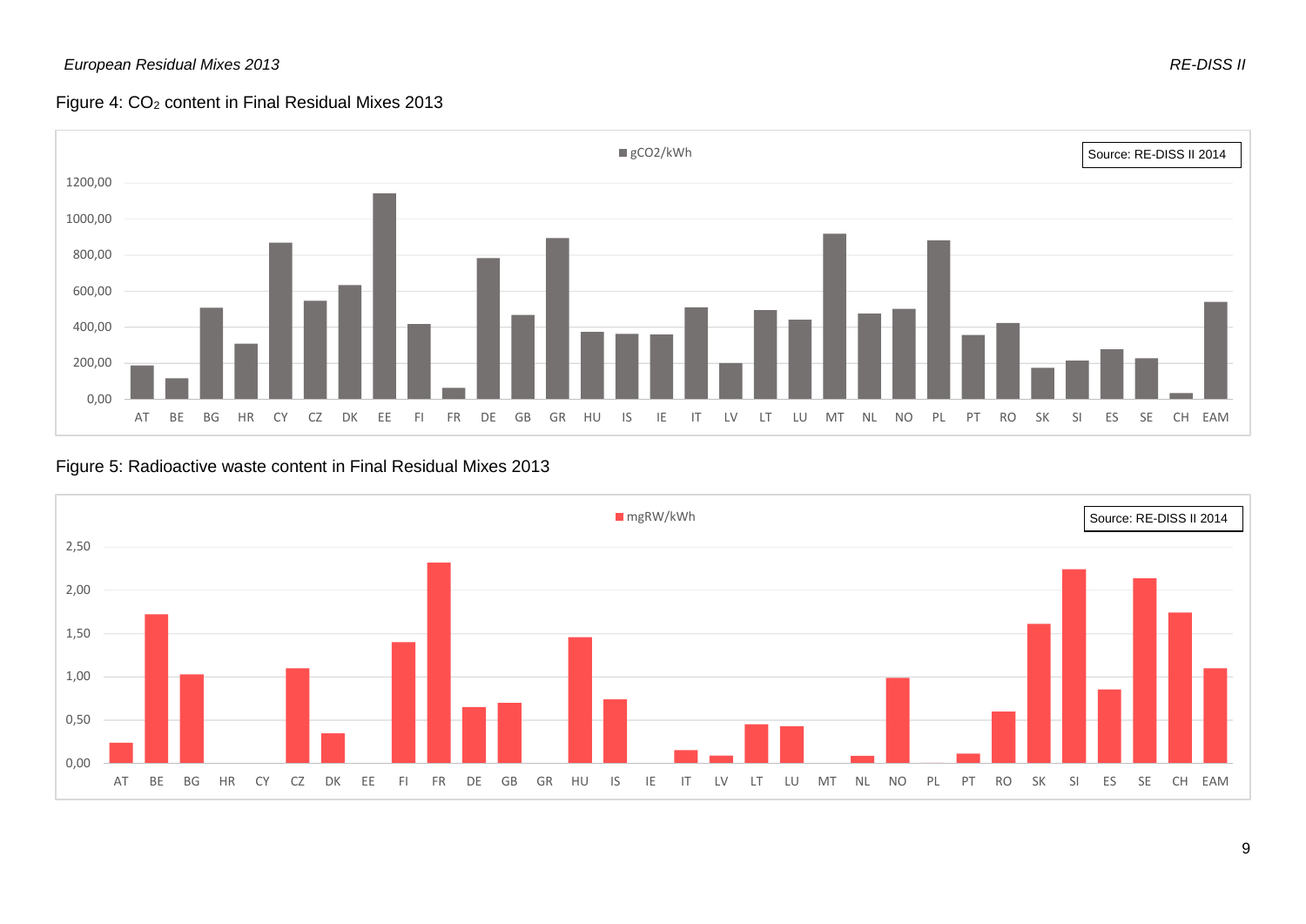Figure 4: $CO_2$ content in Final Residual Mixes 2013

Figure 5: Radioactive waste content in Final Residual Mixes 2013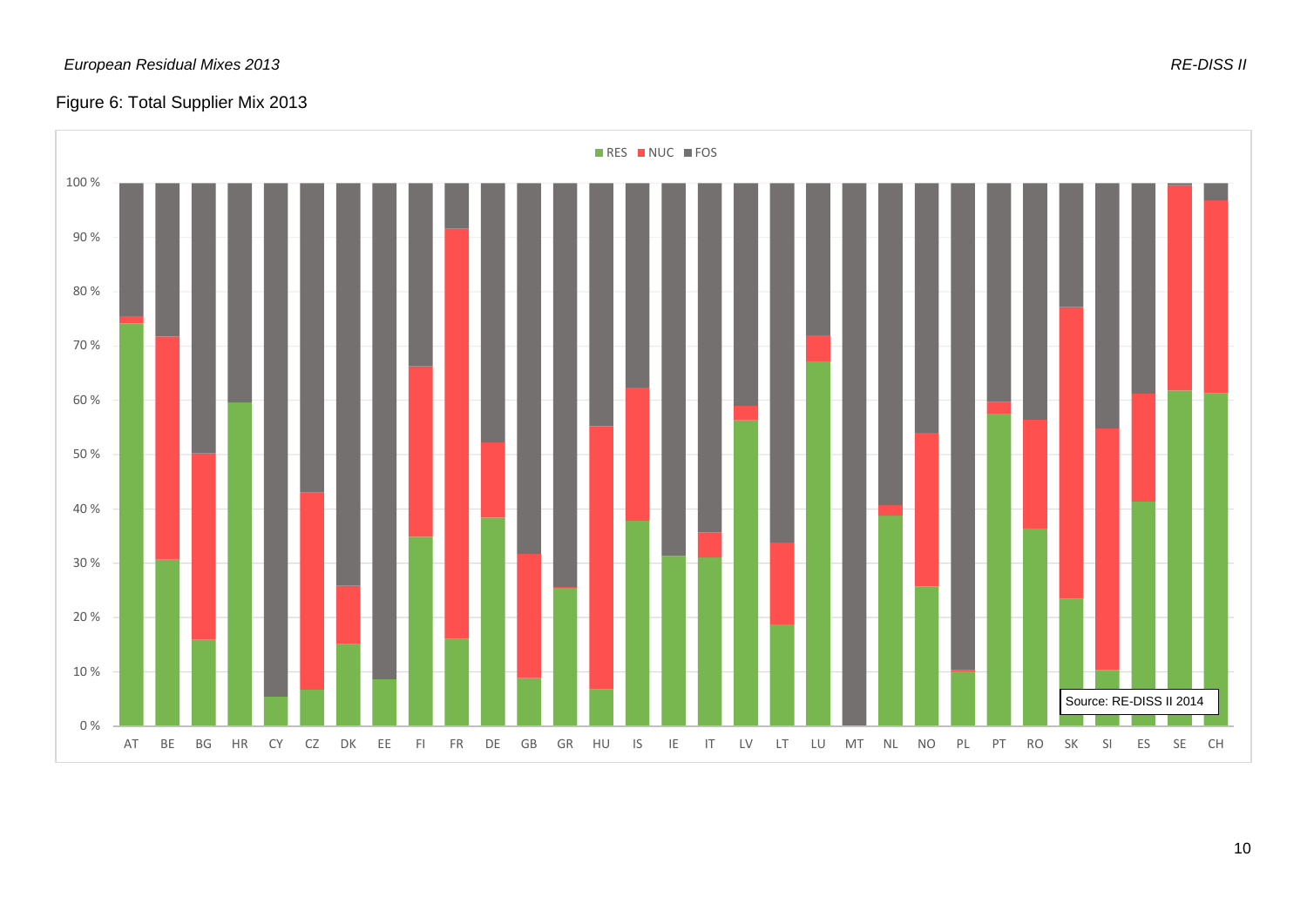Figure 6: Total Supplier Mix 2013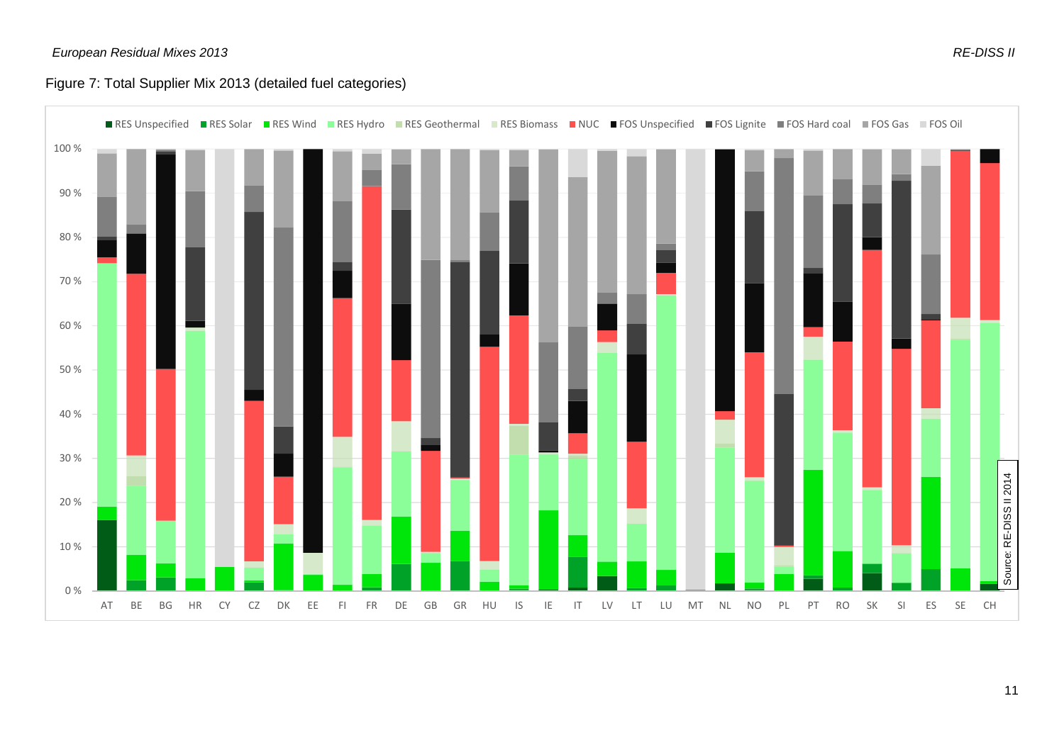Figure 7: Total Supplier Mix 2013 (detailed fuel categories)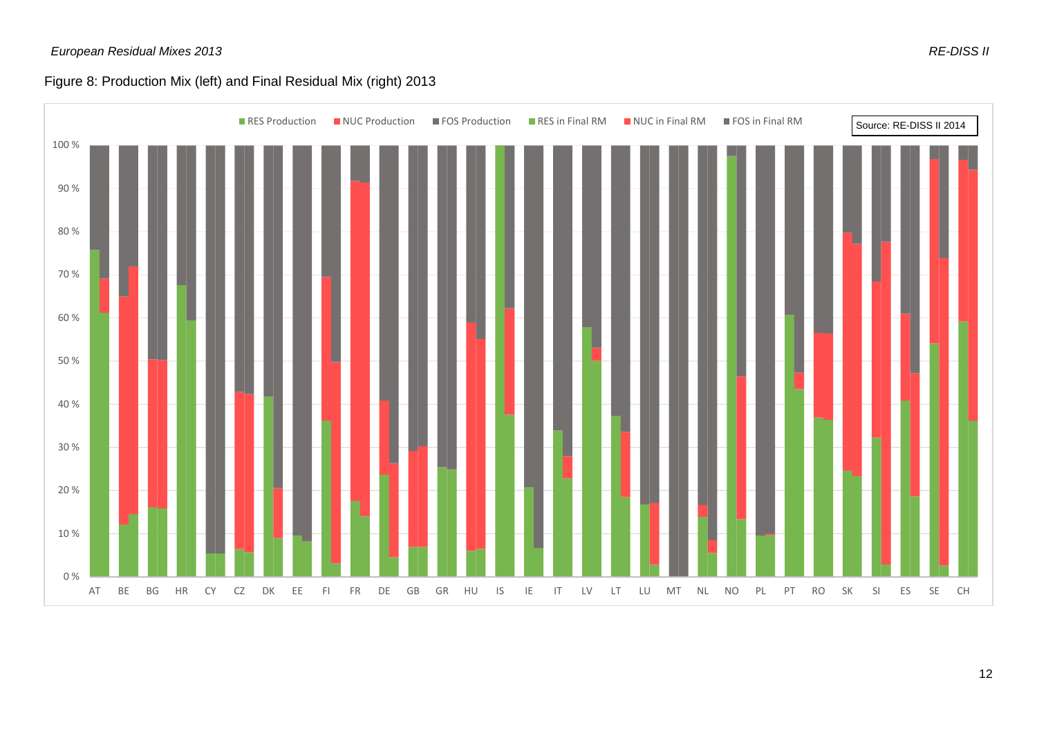Figure 8: Production Mix (left) and Final Residual Mix (right) 2013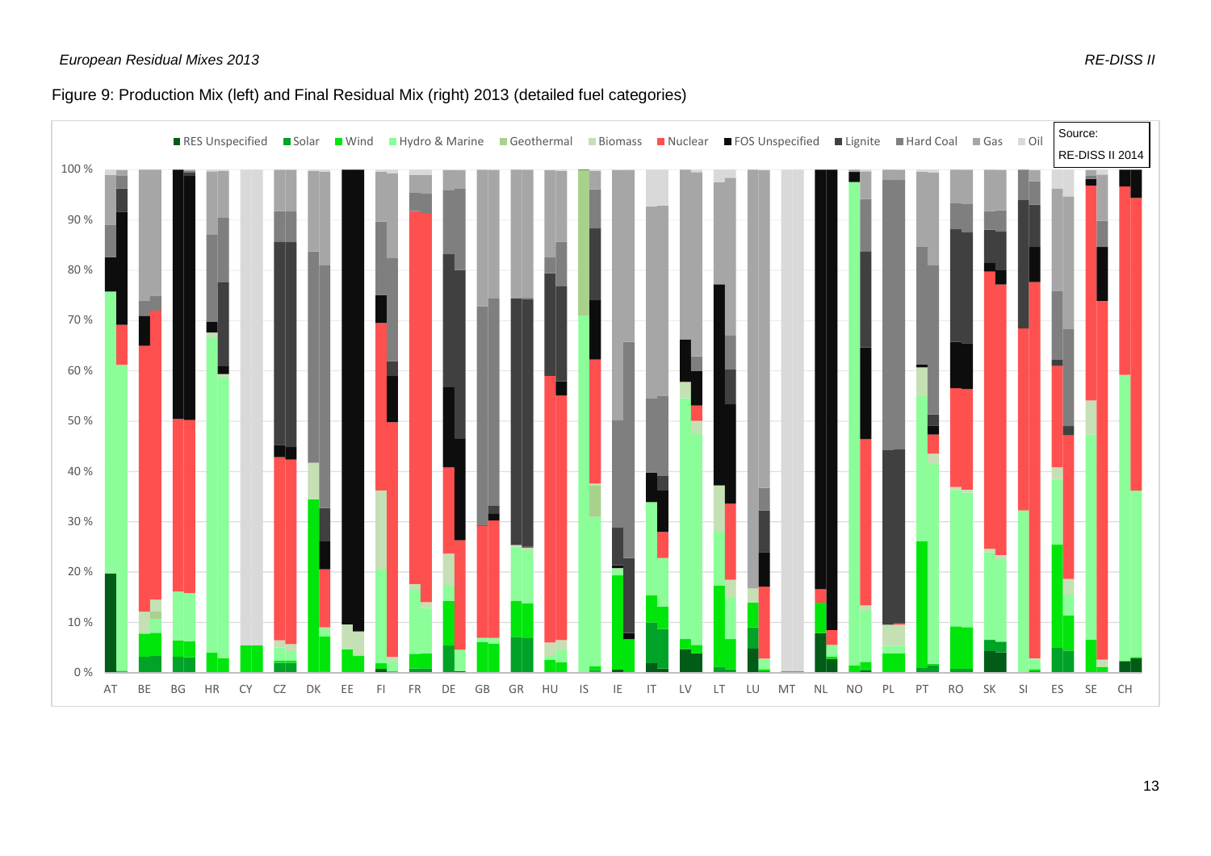Figure 9: Production Mix (left) and Final Residual Mix (right) 2013 (detailed fuel categories)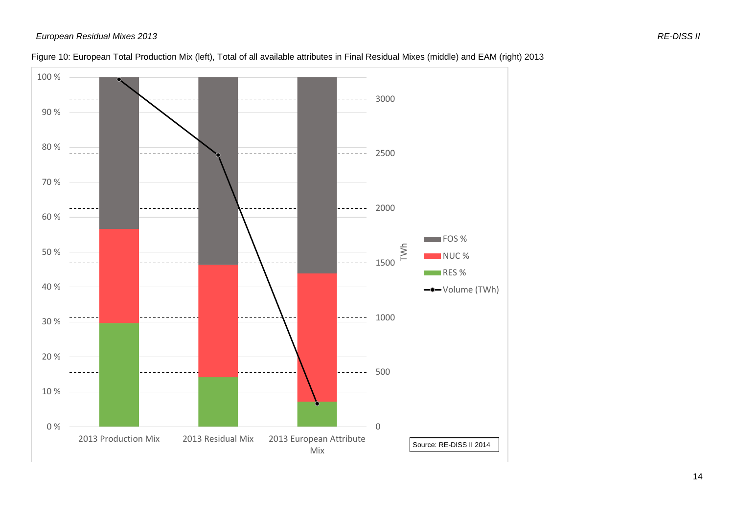Figure 10: European Total Production Mix (left), Total of all available attributes in Final Residual Mixes (middle) and EAM (right) 2013

Source: RE-DISS II 2014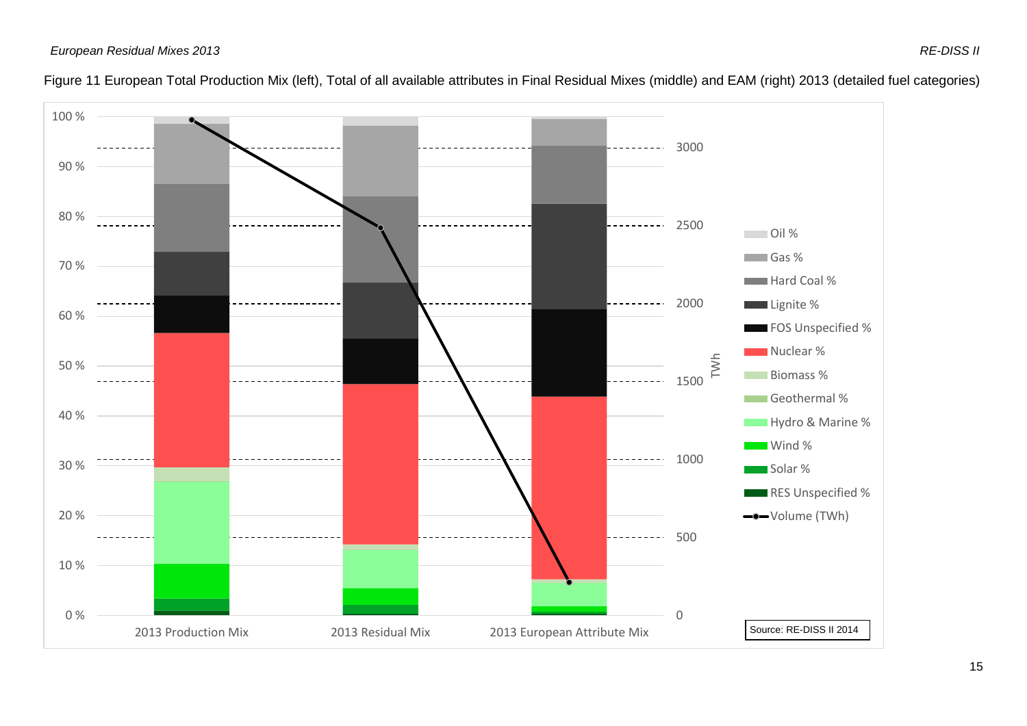Figure 11 European Total Production Mix (left), Total of all available attributes in Final Residual Mixes (middle) and EAM (right) 2013 (detailed fuel categories)

100 %
90 %
80 %
70 %
60 %
50 %
40 %
30 %
20 %
10 %
0 %

3000
2500
2000
1500
1000
500
0

TWh

2013 Production Mix
2013 Residual Mix
2013 European Attribute Mix

- Oil %
- Gas %
- Hard Coal %
- Lignite %
- FOS Unspecified %
- Nuclear %
- Biomass %
- Geothermal %
- Hydro & Marine %
- Wind %
- Solar %
- RES Unspecified %
- Volume (TWh)

Source: RE-DISS II 2014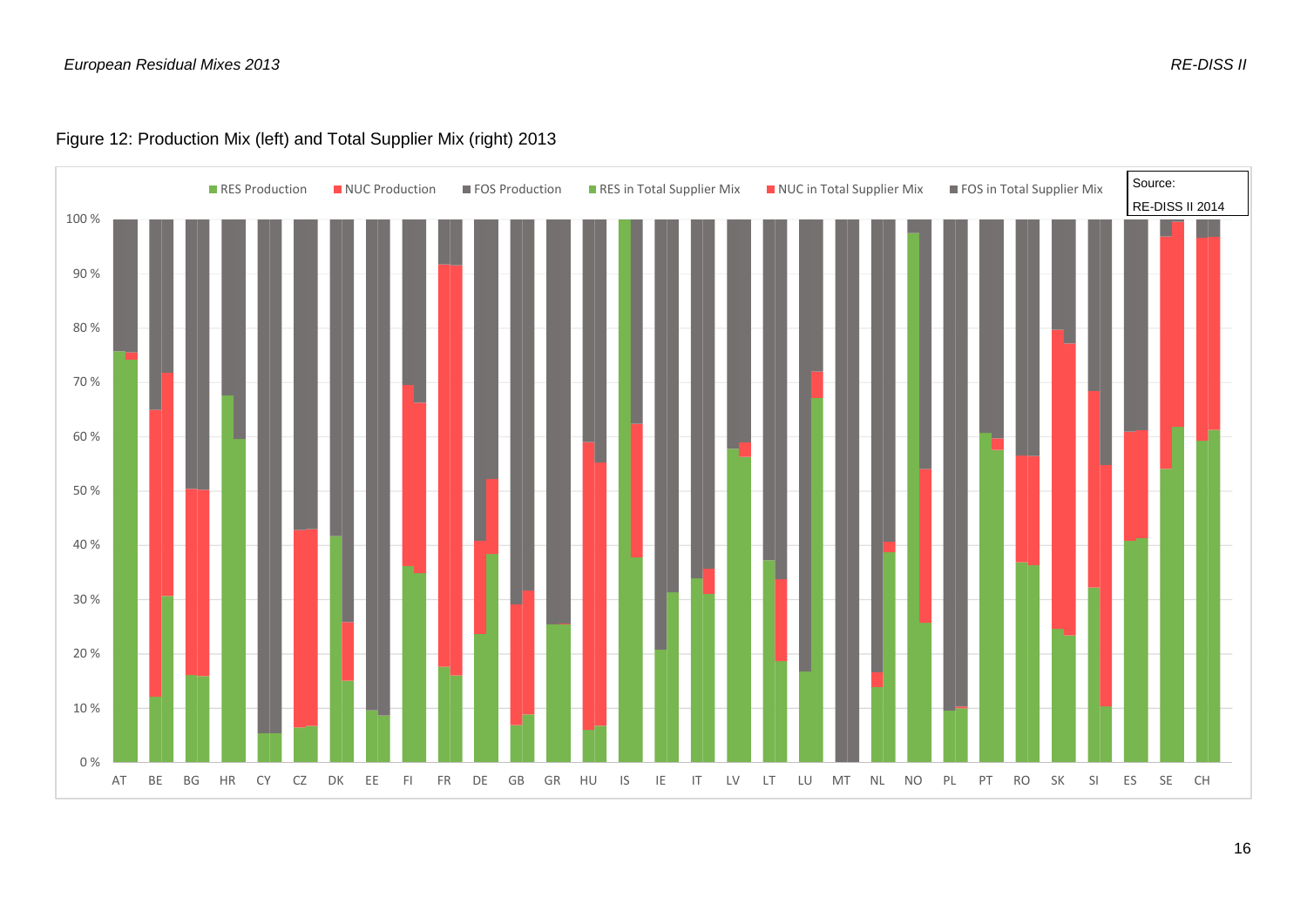Figure 12: Production Mix (left) and Total Supplier Mix (right) 2013

Source: RE-DISS II 2014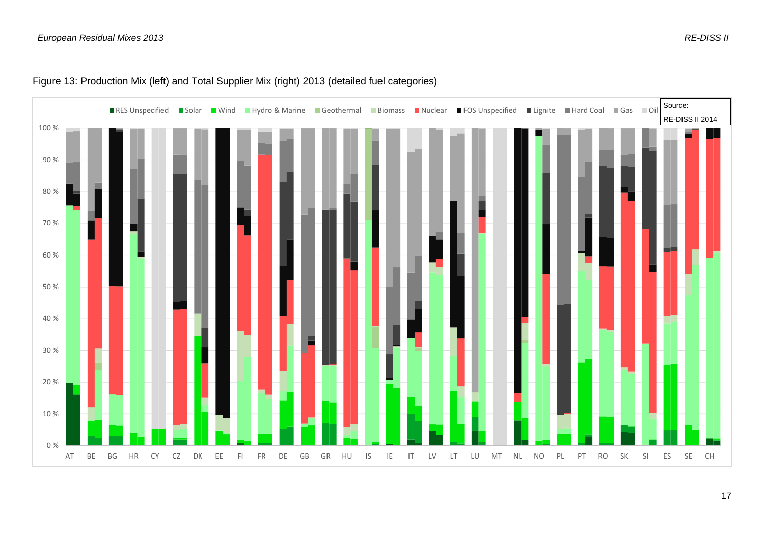Figure 13: Production Mix (left) and Total Supplier Mix (right) 2013 (detailed fuel categories)

Source: RE-DISS II 2014

RES Unspecified | Solar | Wind | Hydro & Marine | Geothermal | Biomass | Nuclear | FOS Unspecified | Lignite | Hard Coal | Gas | Oil

100 % | 90 % | 80 % | 70 % | 60 % | 50 % | 40 % | 30 % | 20 % | 10 % | 0 %

AT BE BG HR CY CZ DK EE FI FR DE GB GR HU IS IE IT LV LT LU MT NL NO PL PT RO SK SI ES SE CH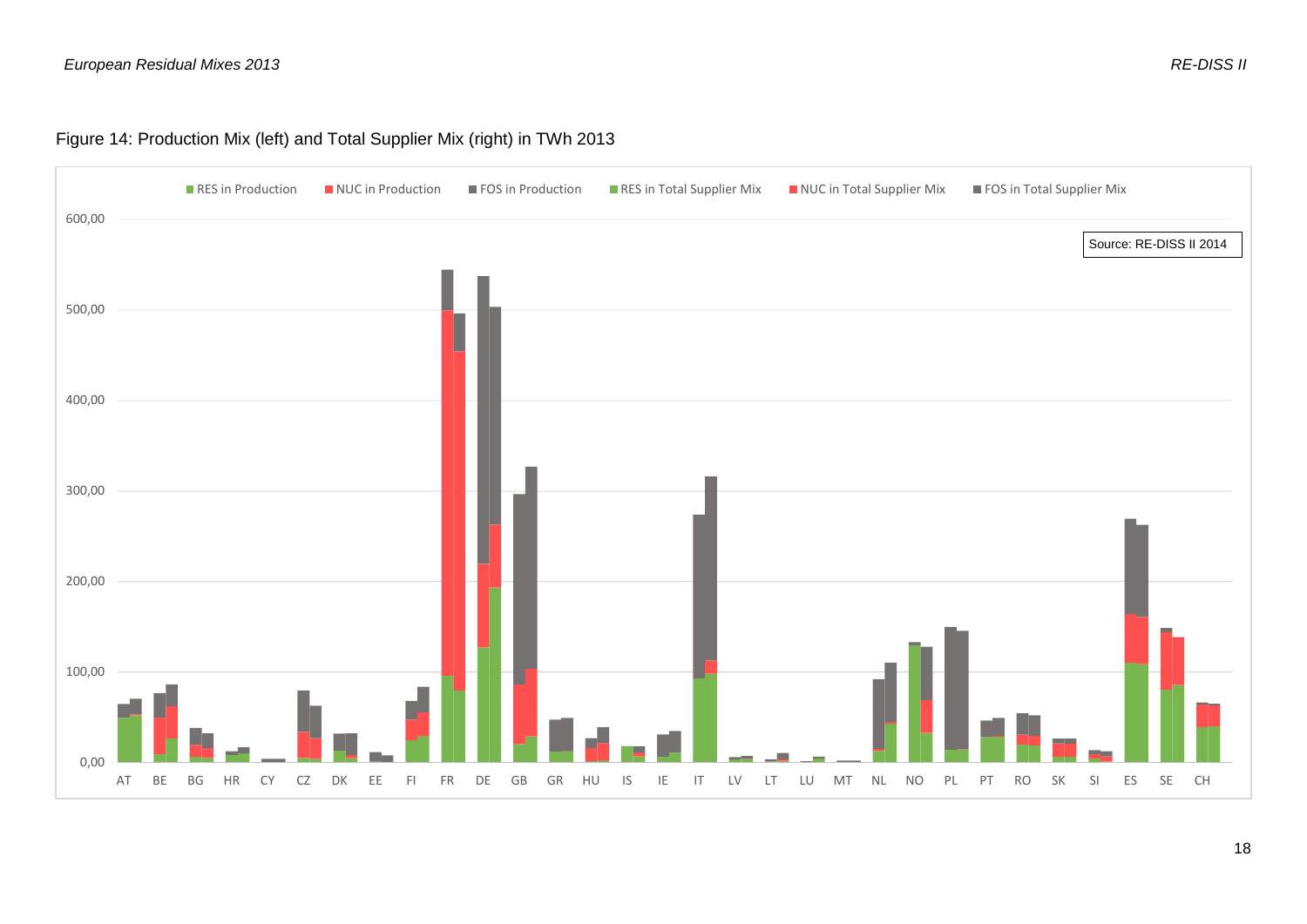Figure 14: Production Mix (left) and Total Supplier Mix (right) in TWh 2013

■ RES in Production ■ NUC in Production ■ FOS in Production ■ RES in Total Supplier Mix ■ NUC in Total Supplier Mix ■ FOS in Total Supplier Mix

Source: RE-DISS II 2014

600,00
500,00
400,00
300,00
200,00
100,00
0,00

AT BE BG HR CY CZ DK EE FI FR DE GB GR HU IS IE IT LV LT LU MT NL NO PL PT RO SK SI ES SE CH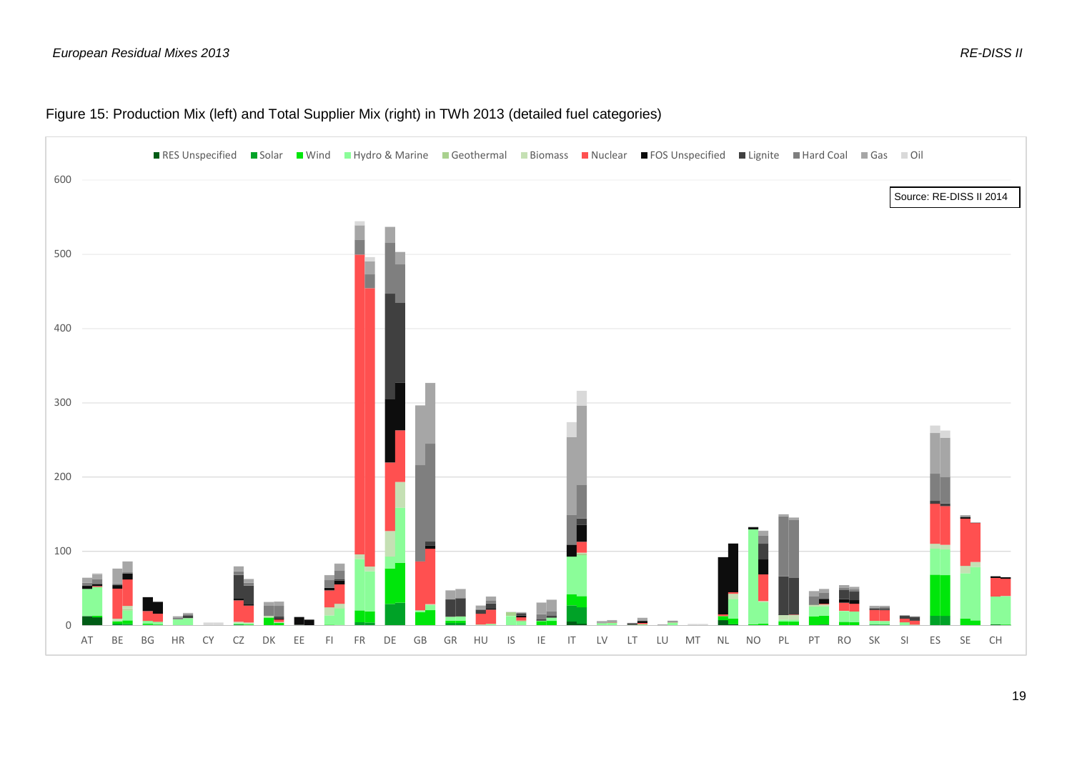Figure 15: Production Mix (left) and Total Supplier Mix (right) in TWh 2013 (detailed fuel categories)

RES Unspecified | Solar | Wind | Hydro & Marine | Geothermal | Biomass | Nuclear | FOS Unspecified | Lignite | Hard Coal | Gas | Oil

Source: RE-DISS II 2014

AT BE BG HR CY CZ DK EE FI FR DE GB GR HU IS IE IT LV LT LU MT NL NO PL PT RO SK SI ES SE CH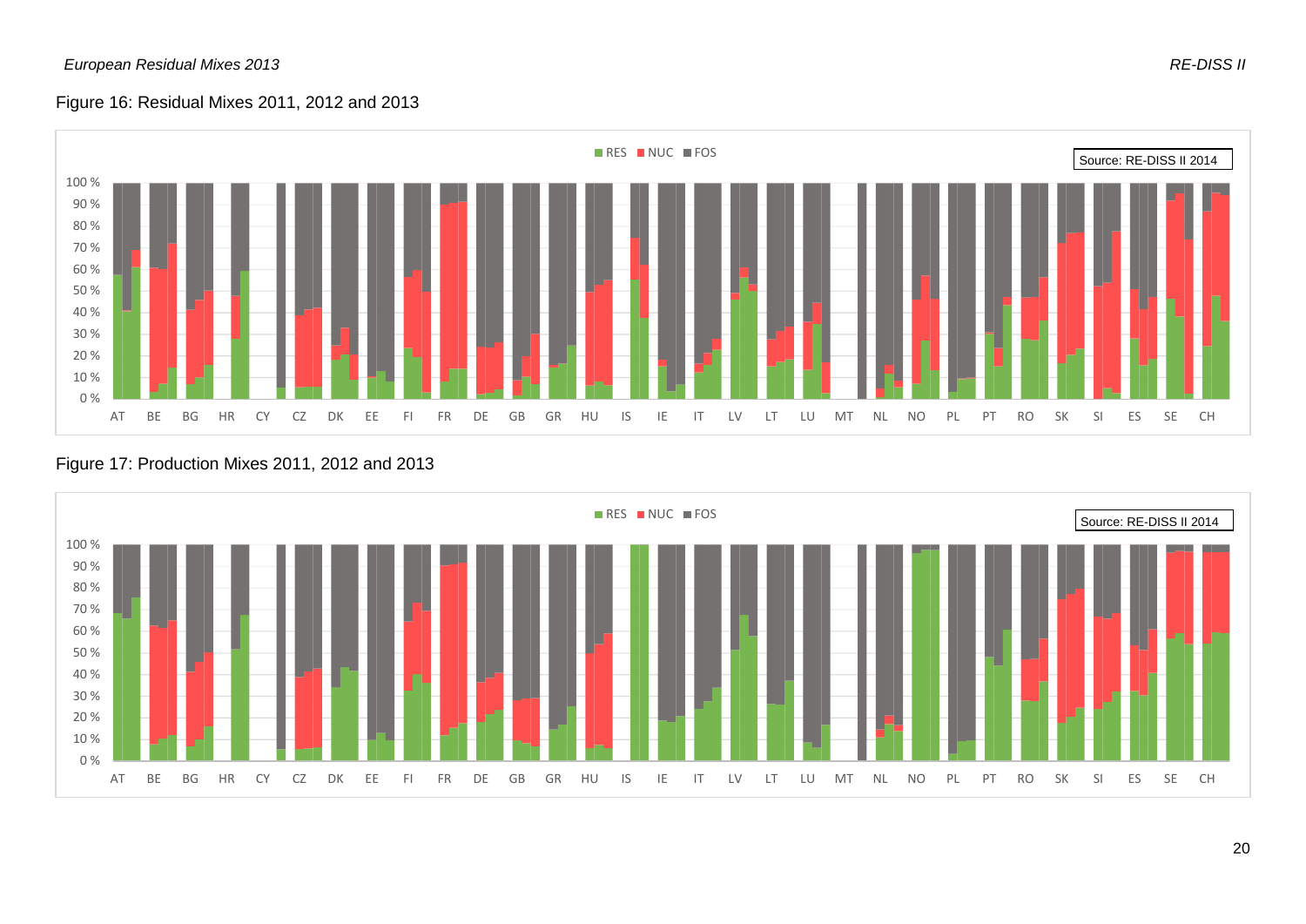Figure 16: Residual Mixes 2011, 2012 and 2013

Figure 17: Production Mixes 2011, 2012 and 2013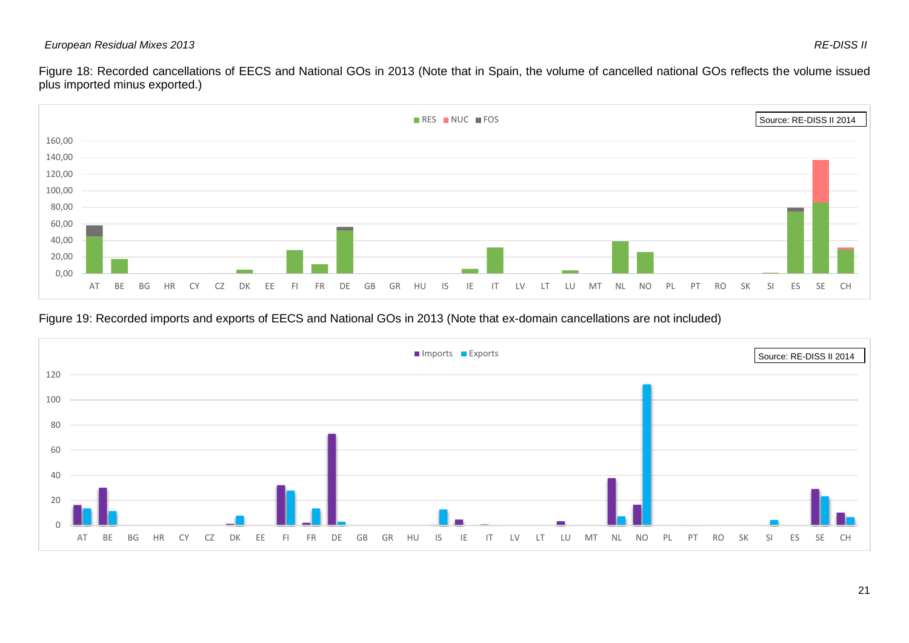Figure 18: Recorded cancellations of EECS and National GOs in 2013 (Note that in Spain, the volume of cancelled national GOs reflects the volume issued plus imported minus exported.)

Figure 19: Recorded imports and exports of EECS and National GOs in 2013 (Note that ex-domain cancellations are not included)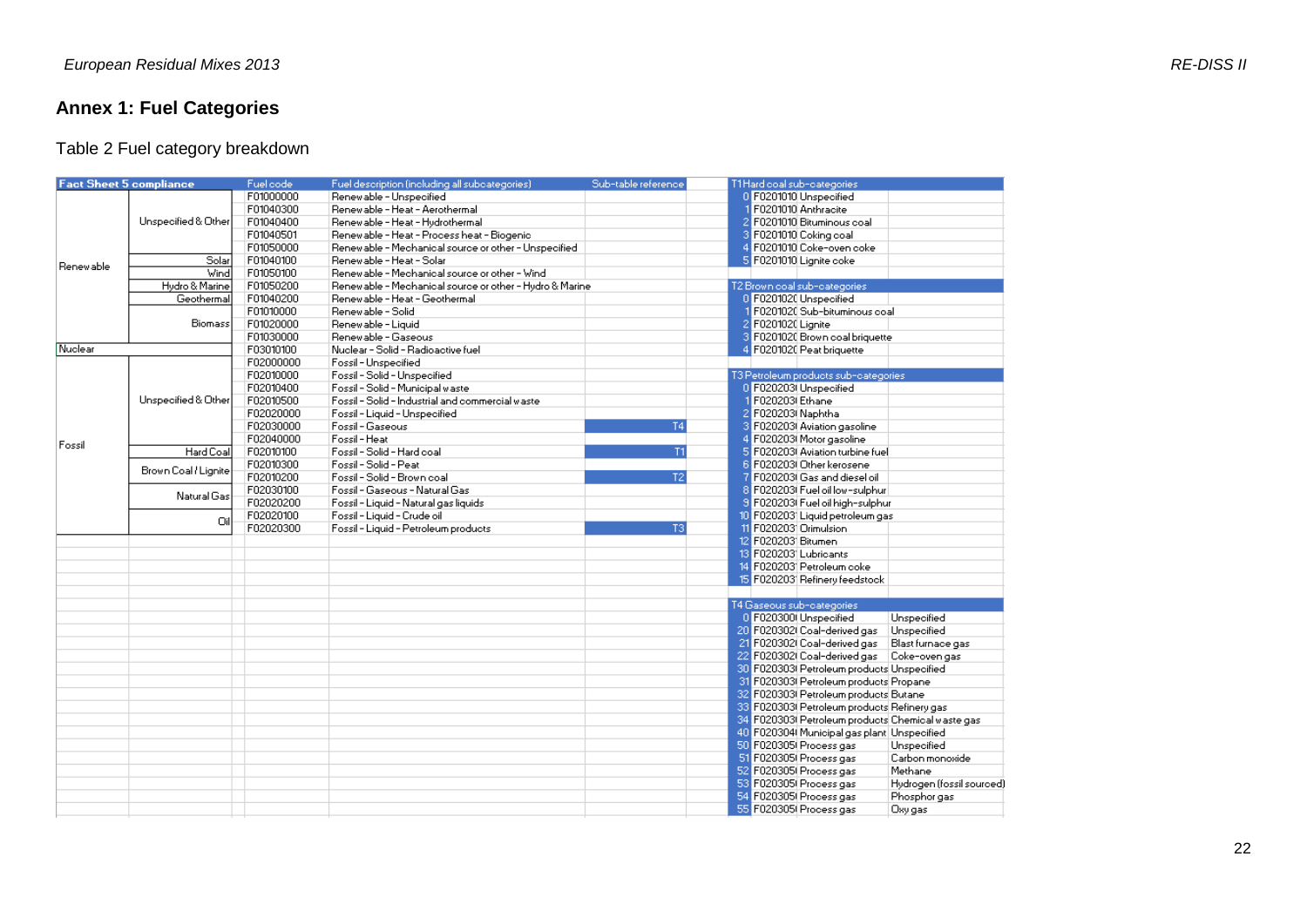## Annex 1: Fuel Categories

Table 2 Fuel category breakdown

| Fact Sheet 5 compliance | | Fuel code | Fuel description (including all subcategories) | Sub-table reference |
|---|---|---|---|---|
| Renewable | Unspecified & Other | F01000000 | Renewable - Unspecified | |
| | | F01040300 | Renewable - Heat - Aerothermal | |
| | | F01040400 | Renewable - Heat - Hydrothermal | |
| | | F01040501 | Renewable - Heat - Process heat - Biogenic | |
| | | F01050000 | Renewable - Mechanical source or other - Unspecified | |
| | Solar | F01040100 | Renewable - Heat - Solar | |
| | Wind | F01050100 | Renewable - Mechanical source or other - Wind | |
| | Hydro & Marine | F01050200 | Renewable - Mechanical source or other - Hydro & Marine | |
| | Geothermal | F01040200 | Renewable - Heat - Geothermal | |
| | Biomass | F01010000 | Renewable - Solid | |
| | | F01020000 | Renewable - Liquid | |
| | | F01030000 | Renewable - Gaseous | |
| Nuclear | | F03010100 | Nuclear - Solid - Radioactive fuel | |
| Fossil | Unspecified & Other | F02000000 | Fossil - Unspecified | |
| | | F02010000 | Fossil - Solid - Unspecified | |
| | | F02010400 | Fossil - Solid - Municipal waste | |
| | | F02010500 | Fossil - Solid - Industrial and commercial waste | |
| | | F02020000 | Fossil - Liquid - Unspecified | |
| | | F02030000 | Fossil - Gaseous | T4 |
| | | F02040000 | Fossil - Heat | |
| | Hard Coal | F02010100 | Fossil - Solid - Hard coal | T1 |
| | Brown Coal / Lignite | F02010300 | Fossil - Solid - Peat | |
| | | F02010200 | Fossil - Solid - Brown coal | T2 |
| | Natural Gas | F02030100 | Fossil - Gaseous - Natural Gas | |
| | | F02020200 | Fossil - Liquid - Natural gas liquids | |
| | Oil | F02020100 | Fossil - Liquid - Crude oil | |
| | | F02020300 | Fossil - Liquid - Petroleum products | T3 |

| T1 Hard coal sub-categories | | |
|---|---|---|
| 0 | F0201010 | Unspecified |
| 1 | F0201010 | Anthracite |
| 2 | F0201010 | Bituminous coal |
| 3 | F0201010 | Coking coal |
| 4 | F0201010 | Coke-oven coke |
| 5 | F0201010 | Lignite coke |

| T2 Brown coal sub-categories | | |
|---|---|---|
| 0 | F0201020 | Unspecified |
| 1 | F0201020 | Sub-bituminous coal |
| 2 | F0201020 | Lignite |
| 3 | F0201020 | Brown coal briquette |
| 4 | F0201020 | Peat briquette |

| T3 Petroleum products sub-categories | | |
|---|---|---|
| 0 | F0202030 | Unspecified |
| 1 | F0202030 | Ethane |
| 2 | F0202030 | Naphtha |
| 3 | F0202030 | Aviation gasoline |
| 4 | F0202030 | Motor gasoline |
| 5 | F0202030 | Aviation turbine fuel |
| 6 | F0202030 | Other kerosene |
| 7 | F0202030 | Gas and diesel oil |
| 8 | F0202030 | Fuel oil low-sulphur |
| 9 | F0202030 | Fuel oil high-sulphur |
| 10 | F0202031 | Liquid petroleum gas |
| 11 | F0202031 | Orimulsion |
| 12 | F0202031 | Bitumen |
| 13 | F0202031 | Lubricants |
| 14 | F0202031 | Petroleum coke |
| 15 | F0202031 | Refinery feedstock |

| T4 Gaseous sub-categories | | | |
|---|---|---|---|
| 0 | F0203000 | Unspecified | Unspecified |
| 20 | F0203020 | Coal-derived gas | Unspecified |
| 21 | F0203020 | Coal-derived gas | Blast furnace gas |
| 22 | F0203020 | Coal-derived gas | Coke-oven gas |
| 30 | F0203030 | Petroleum products | Unspecified |
| 31 | F0203030 | Petroleum products | Propane |
| 32 | F0203030 | Petroleum products | Butane |
| 33 | F0203030 | Petroleum products | Refinery gas |
| 34 | F0203030 | Petroleum products | Chemical waste gas |
| 40 | F0203040 | Municipal gas plant | Unspecified |
| 50 | F0203050 | Process gas | Unspecified |
| 51 | F0203050 | Process gas | Carbon monoxide |
| 52 | F0203050 | Process gas | Methane |
| 53 | F0203050 | Process gas | Hydrogen (fossil sourced) |
| 54 | F0203050 | Process gas | Phosphor gas |
| 55 | F0203050 | Process gas | Oxy gas |